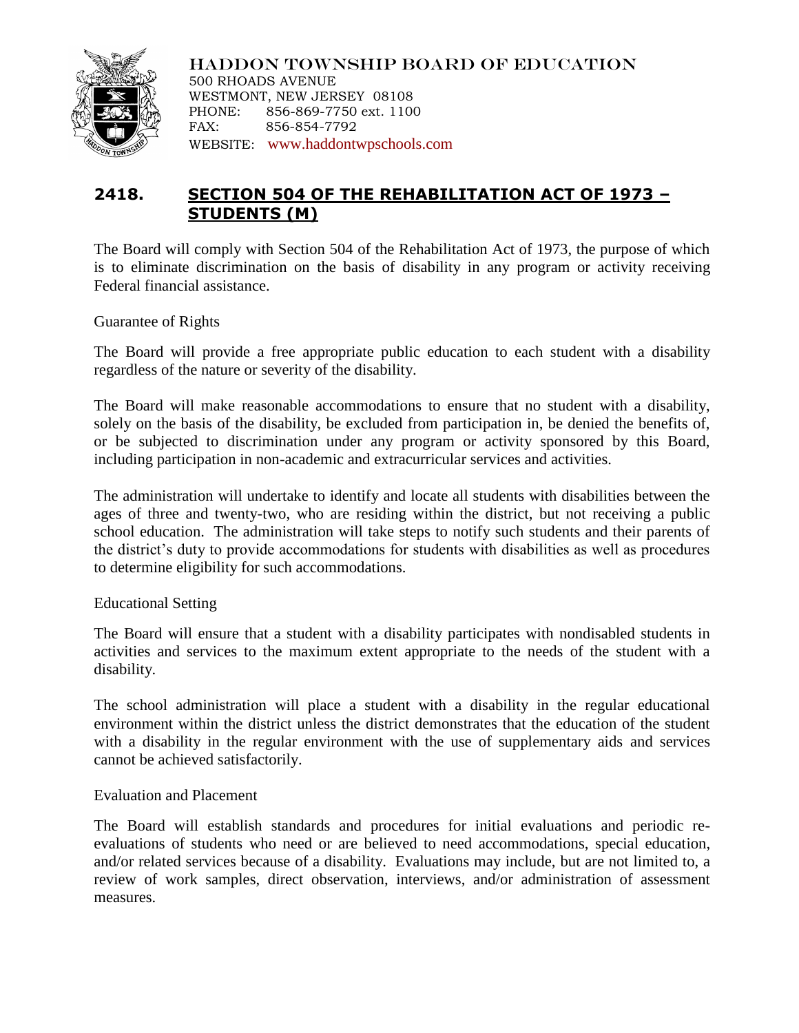HADDON TOWNSHIP BOARD OF EDUCATION
500 RHOADS AVENUE
WESTMONT, NEW JERSEY 08108
PHONE: 856-869-7750 ext. 1100
FAX: 856-854-7792
WEBSITE: www.haddontwpschools.com

# 2418. SECTION 504 OF THE REHABILITATION ACT OF 1973 – STUDENTS (M)

The Board will comply with Section 504 of the Rehabilitation Act of 1973, the purpose of which is to eliminate discrimination on the basis of disability in any program or activity receiving Federal financial assistance.

Guarantee of Rights

The Board will provide a free appropriate public education to each student with a disability regardless of the nature or severity of the disability.

The Board will make reasonable accommodations to ensure that no student with a disability, solely on the basis of the disability, be excluded from participation in, be denied the benefits of, or be subjected to discrimination under any program or activity sponsored by this Board, including participation in non-academic and extracurricular services and activities.

The administration will undertake to identify and locate all students with disabilities between the ages of three and twenty-two, who are residing within the district, but not receiving a public school education. The administration will take steps to notify such students and their parents of the district's duty to provide accommodations for students with disabilities as well as procedures to determine eligibility for such accommodations.

Educational Setting

The Board will ensure that a student with a disability participates with nondisabled students in activities and services to the maximum extent appropriate to the needs of the student with a disability.

The school administration will place a student with a disability in the regular educational environment within the district unless the district demonstrates that the education of the student with a disability in the regular environment with the use of supplementary aids and services cannot be achieved satisfactorily.

Evaluation and Placement

The Board will establish standards and procedures for initial evaluations and periodic re-evaluations of students who need or are believed to need accommodations, special education, and/or related services because of a disability. Evaluations may include, but are not limited to, a review of work samples, direct observation, interviews, and/or administration of assessment measures.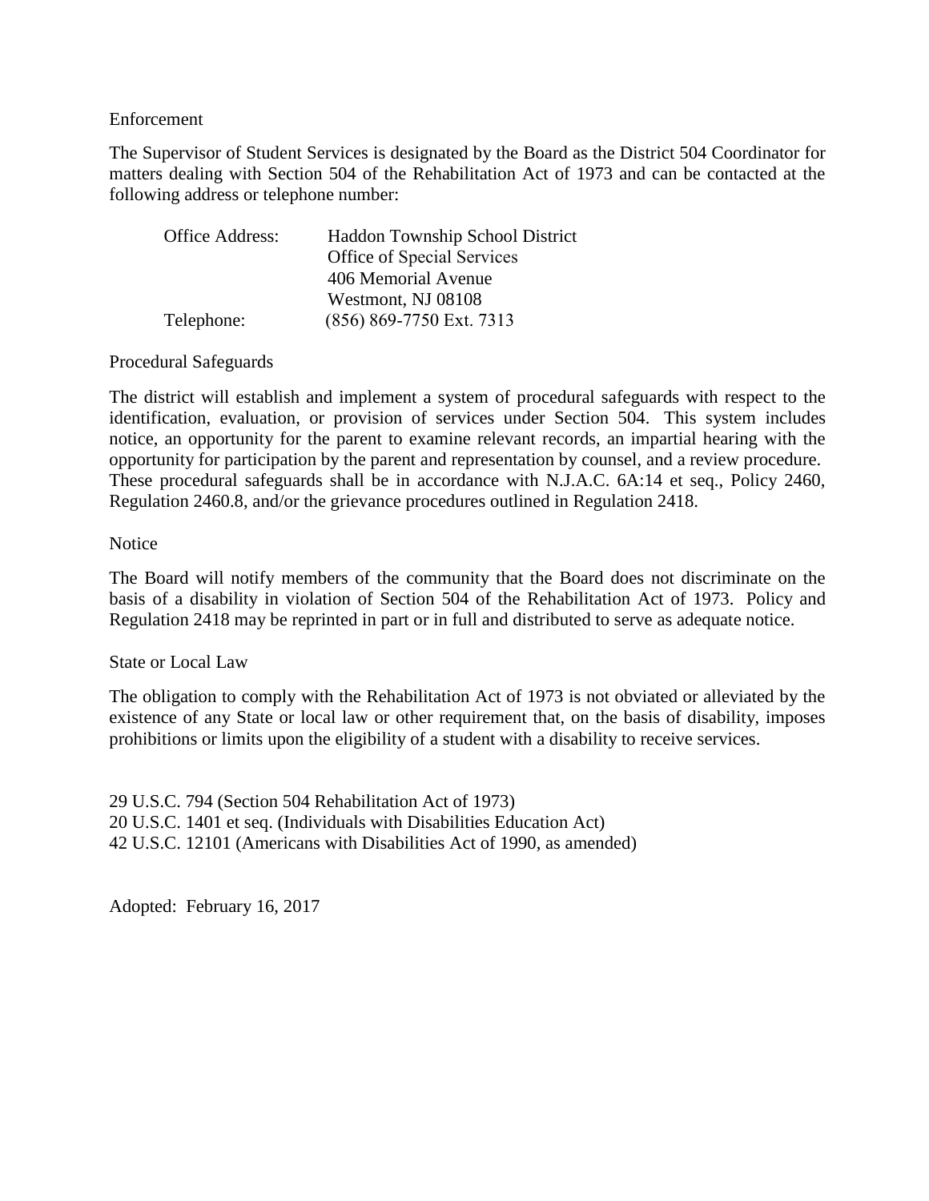Enforcement

The Supervisor of Student Services is designated by the Board as the District 504 Coordinator for matters dealing with Section 504 of the Rehabilitation Act of 1973 and can be contacted at the following address or telephone number:

| | |
|---|---|
| Office Address: | Haddon Township School District<br>Office of Special Services<br>406 Memorial Avenue<br>Westmont, NJ 08108 |
| Telephone: | (856) 869-7750 Ext. 7313 |

Procedural Safeguards

The district will establish and implement a system of procedural safeguards with respect to the identification, evaluation, or provision of services under Section 504. This system includes notice, an opportunity for the parent to examine relevant records, an impartial hearing with the opportunity for participation by the parent and representation by counsel, and a review procedure. These procedural safeguards shall be in accordance with N.J.A.C. 6A:14 et seq., Policy 2460, Regulation 2460.8, and/or the grievance procedures outlined in Regulation 2418.

Notice

The Board will notify members of the community that the Board does not discriminate on the basis of a disability in violation of Section 504 of the Rehabilitation Act of 1973. Policy and Regulation 2418 may be reprinted in part or in full and distributed to serve as adequate notice.

State or Local Law

The obligation to comply with the Rehabilitation Act of 1973 is not obviated or alleviated by the existence of any State or local law or other requirement that, on the basis of disability, imposes prohibitions or limits upon the eligibility of a student with a disability to receive services.

29 U.S.C. 794 (Section 504 Rehabilitation Act of 1973)
20 U.S.C. 1401 et seq. (Individuals with Disabilities Education Act)
42 U.S.C. 12101 (Americans with Disabilities Act of 1990, as amended)

Adopted: February 16, 2017